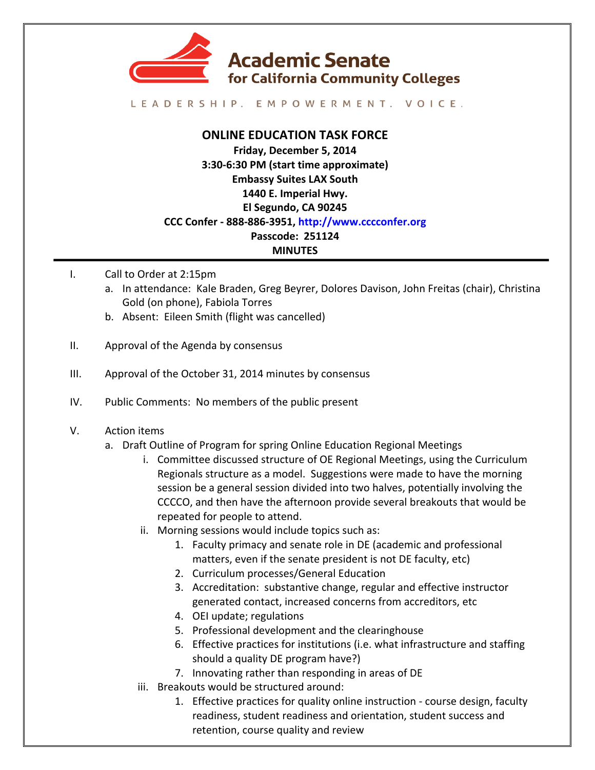# Academic Senate for California Community Colleges

LEADERSHIP. EMPOWERMENT. VOICE.

## ONLINE EDUCATION TASK FORCE

**Friday, December 5, 2014**
**3:30-6:30 PM (start time approximate)**
**Embassy Suites LAX South**
**1440 E. Imperial Hwy.**
**El Segundo, CA 90245**
**CCC Confer - 888-886-3951, http://www.cccconfer.org**
**Passcode: 251124**
**MINUTES**

I. Call to Order at 2:15pm
   a. In attendance: Kale Braden, Greg Beyrer, Dolores Davison, John Freitas (chair), Christina Gold (on phone), Fabiola Torres
   b. Absent: Eileen Smith (flight was cancelled)

II. Approval of the Agenda by consensus

III. Approval of the October 31, 2014 minutes by consensus

IV. Public Comments: No members of the public present

V. Action items
   a. Draft Outline of Program for spring Online Education Regional Meetings
      i. Committee discussed structure of OE Regional Meetings, using the Curriculum Regionals structure as a model. Suggestions were made to have the morning session be a general session divided into two halves, potentially involving the CCCCO, and then have the afternoon provide several breakouts that would be repeated for people to attend.
      ii. Morning sessions would include topics such as:
         1. Faculty primacy and senate role in DE (academic and professional matters, even if the senate president is not DE faculty, etc)
         2. Curriculum processes/General Education
         3. Accreditation: substantive change, regular and effective instructor generated contact, increased concerns from accreditors, etc
         4. OEI update; regulations
         5. Professional development and the clearinghouse
         6. Effective practices for institutions (i.e. what infrastructure and staffing should a quality DE program have?)
         7. Innovating rather than responding in areas of DE
      iii. Breakouts would be structured around:
         1. Effective practices for quality online instruction - course design, faculty readiness, student readiness and orientation, student success and retention, course quality and review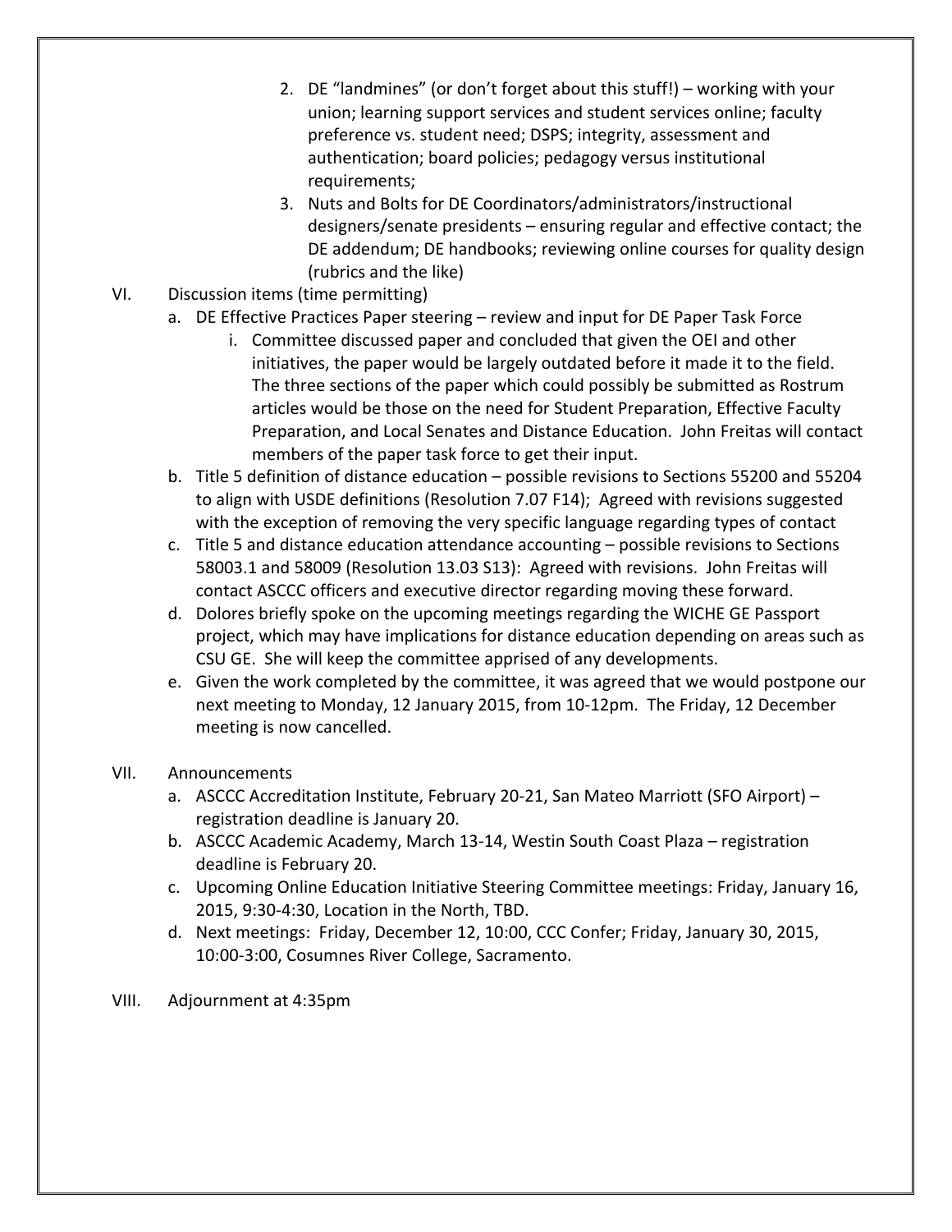2. DE "landmines" (or don't forget about this stuff!) – working with your union; learning support services and student services online; faculty preference vs. student need; DSPS; integrity, assessment and authentication; board policies; pedagogy versus institutional requirements;
3. Nuts and Bolts for DE Coordinators/administrators/instructional designers/senate presidents – ensuring regular and effective contact; the DE addendum; DE handbooks; reviewing online courses for quality design (rubrics and the like)

VI. Discussion items (time permitting)

a. DE Effective Practices Paper steering – review and input for DE Paper Task Force
   i. Committee discussed paper and concluded that given the OEI and other initiatives, the paper would be largely outdated before it made it to the field. The three sections of the paper which could possibly be submitted as Rostrum articles would be those on the need for Student Preparation, Effective Faculty Preparation, and Local Senates and Distance Education. John Freitas will contact members of the paper task force to get their input.

b. Title 5 definition of distance education – possible revisions to Sections 55200 and 55204 to align with USDE definitions (Resolution 7.07 F14); Agreed with revisions suggested with the exception of removing the very specific language regarding types of contact

c. Title 5 and distance education attendance accounting – possible revisions to Sections 58003.1 and 58009 (Resolution 13.03 S13): Agreed with revisions. John Freitas will contact ASCCC officers and executive director regarding moving these forward.

d. Dolores briefly spoke on the upcoming meetings regarding the WICHE GE Passport project, which may have implications for distance education depending on areas such as CSU GE. She will keep the committee apprised of any developments.

e. Given the work completed by the committee, it was agreed that we would postpone our next meeting to Monday, 12 January 2015, from 10-12pm. The Friday, 12 December meeting is now cancelled.

VII. Announcements

a. ASCCC Accreditation Institute, February 20-21, San Mateo Marriott (SFO Airport) – registration deadline is January 20.

b. ASCCC Academic Academy, March 13-14, Westin South Coast Plaza – registration deadline is February 20.

c. Upcoming Online Education Initiative Steering Committee meetings: Friday, January 16, 2015, 9:30-4:30, Location in the North, TBD.

d. Next meetings: Friday, December 12, 10:00, CCC Confer; Friday, January 30, 2015, 10:00-3:00, Cosumnes River College, Sacramento.

VIII. Adjournment at 4:35pm